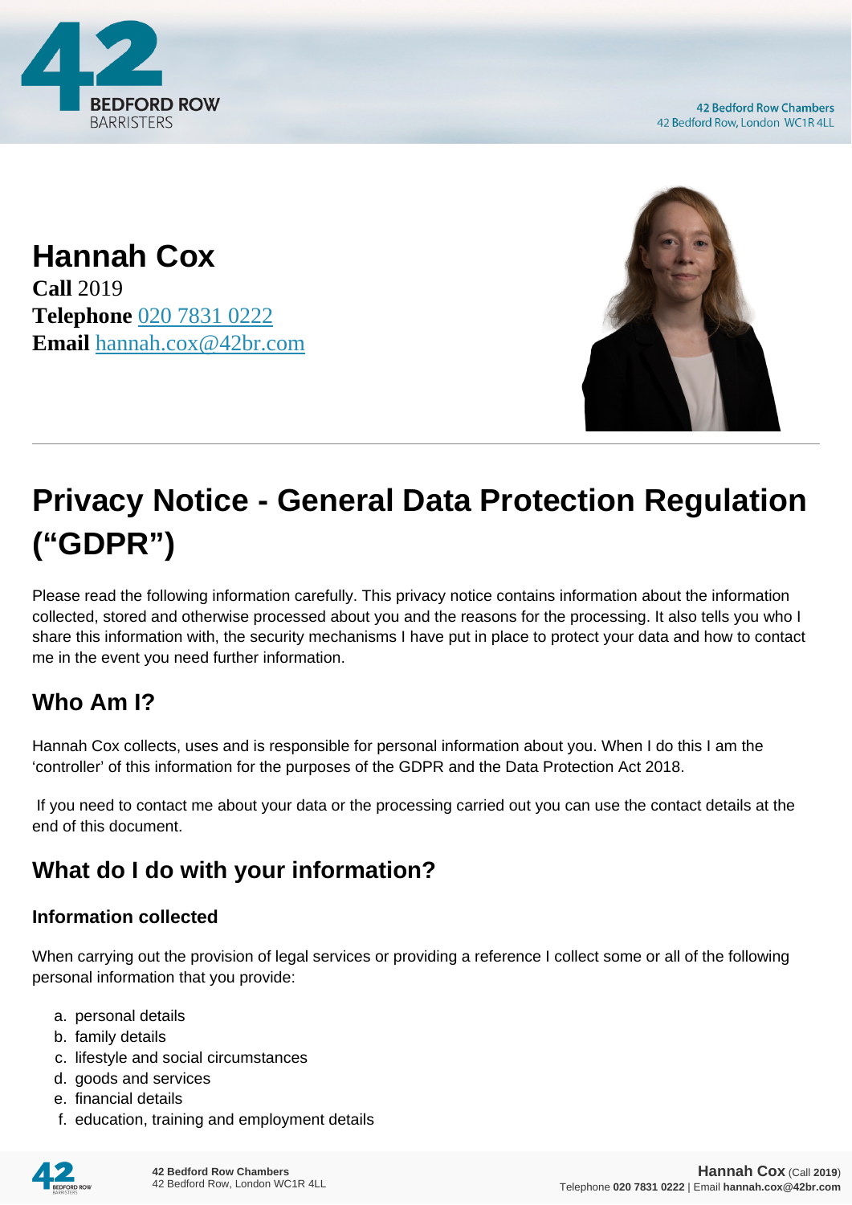# Hannah Cox

**Call** 2019
**Telephone** 020 7831 0222
**Email** hannah.cox@42br.com

# Privacy Notice - General Data Protection Regulation ("GDPR")

Please read the following information carefully. This privacy notice contains information about the information collected, stored and otherwise processed about you and the reasons for the processing. It also tells you who I share this information with, the security mechanisms I have put in place to protect your data and how to contact me in the event you need further information.

## Who Am I?

Hannah Cox collects, uses and is responsible for personal information about you. When I do this I am the 'controller' of this information for the purposes of the GDPR and the Data Protection Act 2018.

If you need to contact me about your data or the processing carried out you can use the contact details at the end of this document.

## What do I do with your information?

### Information collected

When carrying out the provision of legal services or providing a reference I collect some or all of the following personal information that you provide:

a. personal details
b. family details
c. lifestyle and social circumstances
d. goods and services
e. financial details
f. education, training and employment details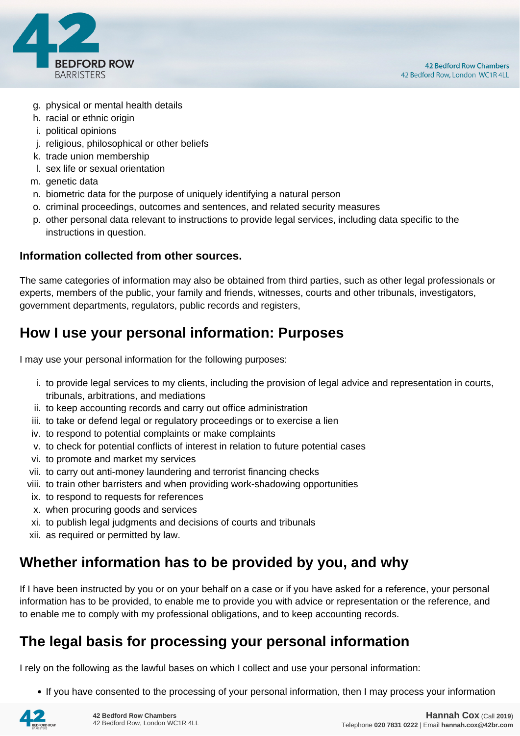g. physical or mental health details
h. racial or ethnic origin
i. political opinions
j. religious, philosophical or other beliefs
k. trade union membership
l. sex life or sexual orientation
m. genetic data
n. biometric data for the purpose of uniquely identifying a natural person
o. criminal proceedings, outcomes and sentences, and related security measures
p. other personal data relevant to instructions to provide legal services, including data specific to the instructions in question.

**Information collected from other sources.**

The same categories of information may also be obtained from third parties, such as other legal professionals or experts, members of the public, your family and friends, witnesses, courts and other tribunals, investigators, government departments, regulators, public records and registers,

## How I use your personal information: Purposes

I may use your personal information for the following purposes:

i. to provide legal services to my clients, including the provision of legal advice and representation in courts, tribunals, arbitrations, and mediations
ii. to keep accounting records and carry out office administration
iii. to take or defend legal or regulatory proceedings or to exercise a lien
iv. to respond to potential complaints or make complaints
v. to check for potential conflicts of interest in relation to future potential cases
vi. to promote and market my services
vii. to carry out anti-money laundering and terrorist financing checks
viii. to train other barristers and when providing work-shadowing opportunities
ix. to respond to requests for references
x. when procuring goods and services
xi. to publish legal judgments and decisions of courts and tribunals
xii. as required or permitted by law.

## Whether information has to be provided by you, and why

If I have been instructed by you or on your behalf on a case or if you have asked for a reference, your personal information has to be provided, to enable me to provide you with advice or representation or the reference, and to enable me to comply with my professional obligations, and to keep accounting records.

## The legal basis for processing your personal information

I rely on the following as the lawful bases on which I collect and use your personal information:

- If you have consented to the processing of your personal information, then I may process your information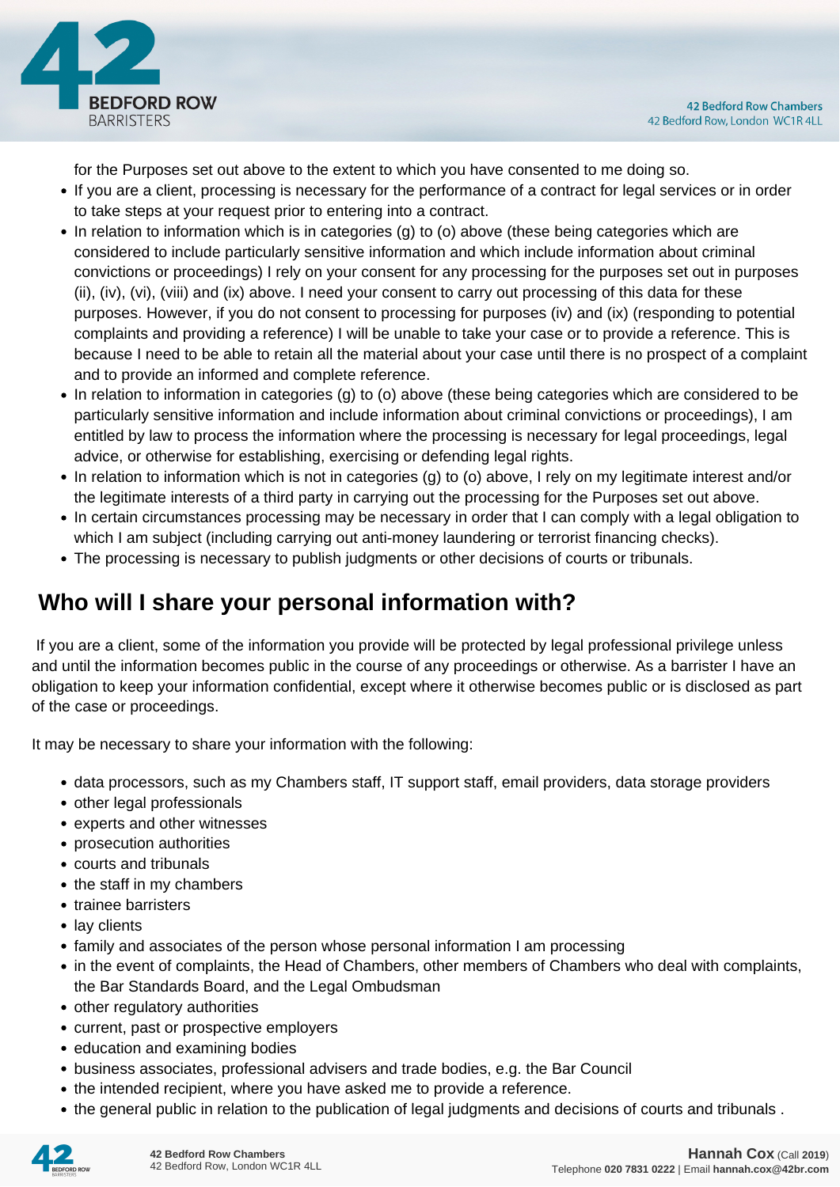for the Purposes set out above to the extent to which you have consented to me doing so.

- If you are a client, processing is necessary for the performance of a contract for legal services or in order to take steps at your request prior to entering into a contract.
- In relation to information which is in categories (g) to (o) above (these being categories which are considered to include particularly sensitive information and which include information about criminal convictions or proceedings) I rely on your consent for any processing for the purposes set out in purposes (ii), (iv), (vi), (viii) and (ix) above. I need your consent to carry out processing of this data for these purposes. However, if you do not consent to processing for purposes (iv) and (ix) (responding to potential complaints and providing a reference) I will be unable to take your case or to provide a reference. This is because I need to be able to retain all the material about your case until there is no prospect of a complaint and to provide an informed and complete reference.
- In relation to information in categories (g) to (o) above (these being categories which are considered to be particularly sensitive information and include information about criminal convictions or proceedings), I am entitled by law to process the information where the processing is necessary for legal proceedings, legal advice, or otherwise for establishing, exercising or defending legal rights.
- In relation to information which is not in categories (g) to (o) above, I rely on my legitimate interest and/or the legitimate interests of a third party in carrying out the processing for the Purposes set out above.
- In certain circumstances processing may be necessary in order that I can comply with a legal obligation to which I am subject (including carrying out anti-money laundering or terrorist financing checks).
- The processing is necessary to publish judgments or other decisions of courts or tribunals.

## Who will I share your personal information with?

If you are a client, some of the information you provide will be protected by legal professional privilege unless and until the information becomes public in the course of any proceedings or otherwise. As a barrister I have an obligation to keep your information confidential, except where it otherwise becomes public or is disclosed as part of the case or proceedings.

It may be necessary to share your information with the following:

- data processors, such as my Chambers staff, IT support staff, email providers, data storage providers
- other legal professionals
- experts and other witnesses
- prosecution authorities
- courts and tribunals
- the staff in my chambers
- trainee barristers
- lay clients
- family and associates of the person whose personal information I am processing
- in the event of complaints, the Head of Chambers, other members of Chambers who deal with complaints, the Bar Standards Board, and the Legal Ombudsman
- other regulatory authorities
- current, past or prospective employers
- education and examining bodies
- business associates, professional advisers and trade bodies, e.g. the Bar Council
- the intended recipient, where you have asked me to provide a reference.
- the general public in relation to the publication of legal judgments and decisions of courts and tribunals .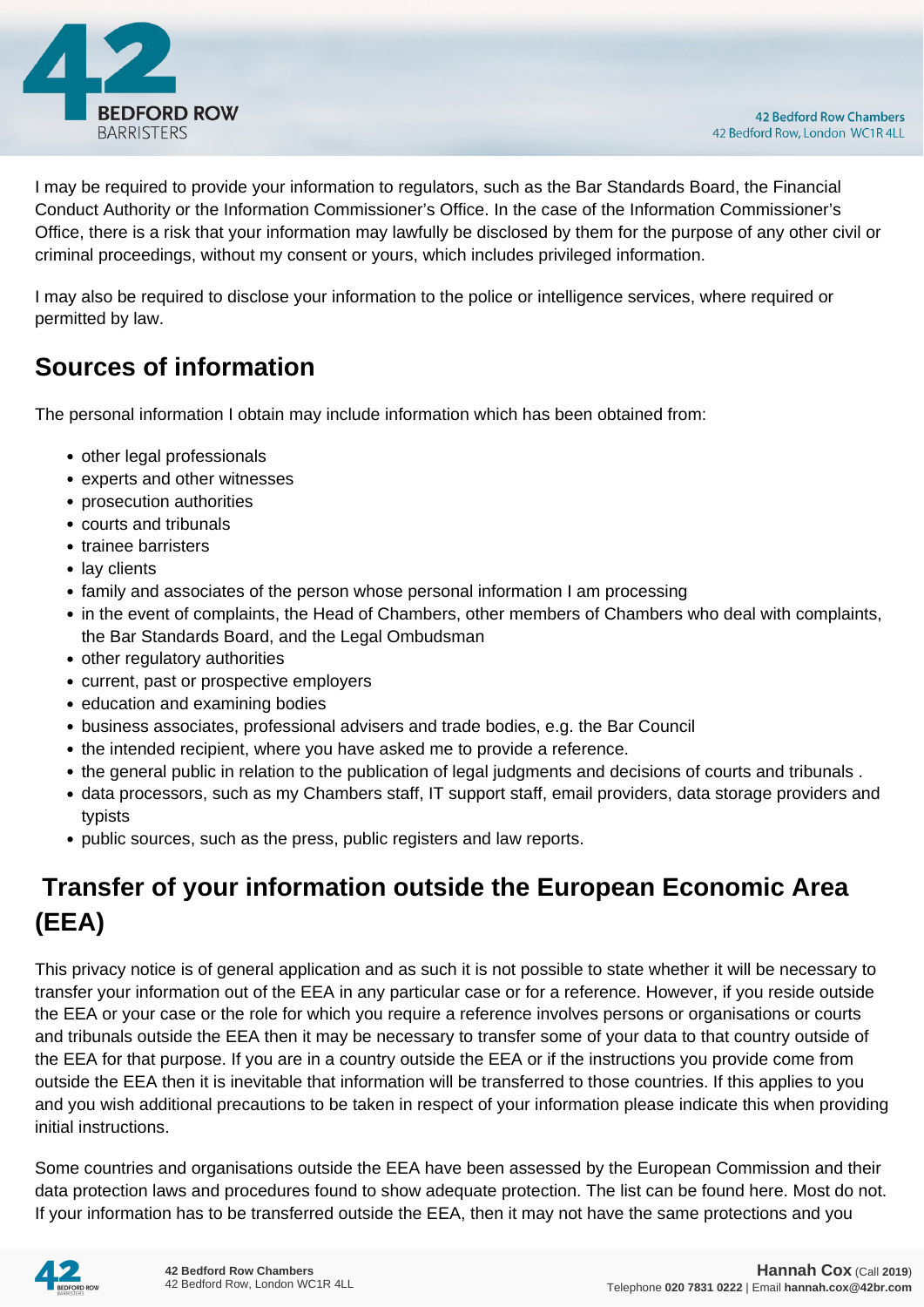I may be required to provide your information to regulators, such as the Bar Standards Board, the Financial Conduct Authority or the Information Commissioner's Office. In the case of the Information Commissioner's Office, there is a risk that your information may lawfully be disclosed by them for the purpose of any other civil or criminal proceedings, without my consent or yours, which includes privileged information.

I may also be required to disclose your information to the police or intelligence services, where required or permitted by law.

## Sources of information

The personal information I obtain may include information which has been obtained from:

- other legal professionals
- experts and other witnesses
- prosecution authorities
- courts and tribunals
- trainee barristers
- lay clients
- family and associates of the person whose personal information I am processing
- in the event of complaints, the Head of Chambers, other members of Chambers who deal with complaints, the Bar Standards Board, and the Legal Ombudsman
- other regulatory authorities
- current, past or prospective employers
- education and examining bodies
- business associates, professional advisers and trade bodies, e.g. the Bar Council
- the intended recipient, where you have asked me to provide a reference.
- the general public in relation to the publication of legal judgments and decisions of courts and tribunals .
- data processors, such as my Chambers staff, IT support staff, email providers, data storage providers and typists
- public sources, such as the press, public registers and law reports.

## Transfer of your information outside the European Economic Area (EEA)

This privacy notice is of general application and as such it is not possible to state whether it will be necessary to transfer your information out of the EEA in any particular case or for a reference. However, if you reside outside the EEA or your case or the role for which you require a reference involves persons or organisations or courts and tribunals outside the EEA then it may be necessary to transfer some of your data to that country outside of the EEA for that purpose. If you are in a country outside the EEA or if the instructions you provide come from outside the EEA then it is inevitable that information will be transferred to those countries. If this applies to you and you wish additional precautions to be taken in respect of your information please indicate this when providing initial instructions.

Some countries and organisations outside the EEA have been assessed by the European Commission and their data protection laws and procedures found to show adequate protection. The list can be found here. Most do not. If your information has to be transferred outside the EEA, then it may not have the same protections and you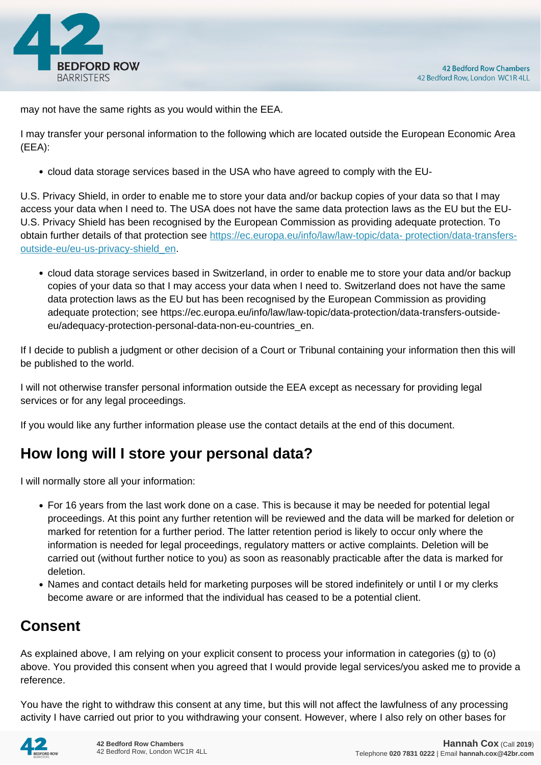may not have the same rights as you would within the EEA.

I may transfer your personal information to the following which are located outside the European Economic Area (EEA):

- cloud data storage services based in the USA who have agreed to comply with the EU-

U.S. Privacy Shield, in order to enable me to store your data and/or backup copies of your data so that I may access your data when I need to. The USA does not have the same data protection laws as the EU but the EU-U.S. Privacy Shield has been recognised by the European Commission as providing adequate protection. To obtain further details of that protection see [https://ec.europa.eu/info/law/law-topic/data- protection/data-transfers-outside-eu/eu-us-privacy-shield_en](https://ec.europa.eu/info/law/law-topic/data-protection/data-transfers-outside-eu/eu-us-privacy-shield_en).

- cloud data storage services based in Switzerland, in order to enable me to store your data and/or backup copies of your data so that I may access your data when I need to. Switzerland does not have the same data protection laws as the EU but has been recognised by the European Commission as providing adequate protection; see https://ec.europa.eu/info/law/law-topic/data-protection/data-transfers-outside-eu/adequacy-protection-personal-data-non-eu-countries_en.

If I decide to publish a judgment or other decision of a Court or Tribunal containing your information then this will be published to the world.

I will not otherwise transfer personal information outside the EEA except as necessary for providing legal services or for any legal proceedings.

If you would like any further information please use the contact details at the end of this document.

## How long will I store your personal data?

I will normally store all your information:

- For 16 years from the last work done on a case. This is because it may be needed for potential legal proceedings. At this point any further retention will be reviewed and the data will be marked for deletion or marked for retention for a further period. The latter retention period is likely to occur only where the information is needed for legal proceedings, regulatory matters or active complaints. Deletion will be carried out (without further notice to you) as soon as reasonably practicable after the data is marked for deletion.
- Names and contact details held for marketing purposes will be stored indefinitely or until I or my clerks become aware or are informed that the individual has ceased to be a potential client.

## Consent

As explained above, I am relying on your explicit consent to process your information in categories (g) to (o) above. You provided this consent when you agreed that I would provide legal services/you asked me to provide a reference.

You have the right to withdraw this consent at any time, but this will not affect the lawfulness of any processing activity I have carried out prior to you withdrawing your consent. However, where I also rely on other bases for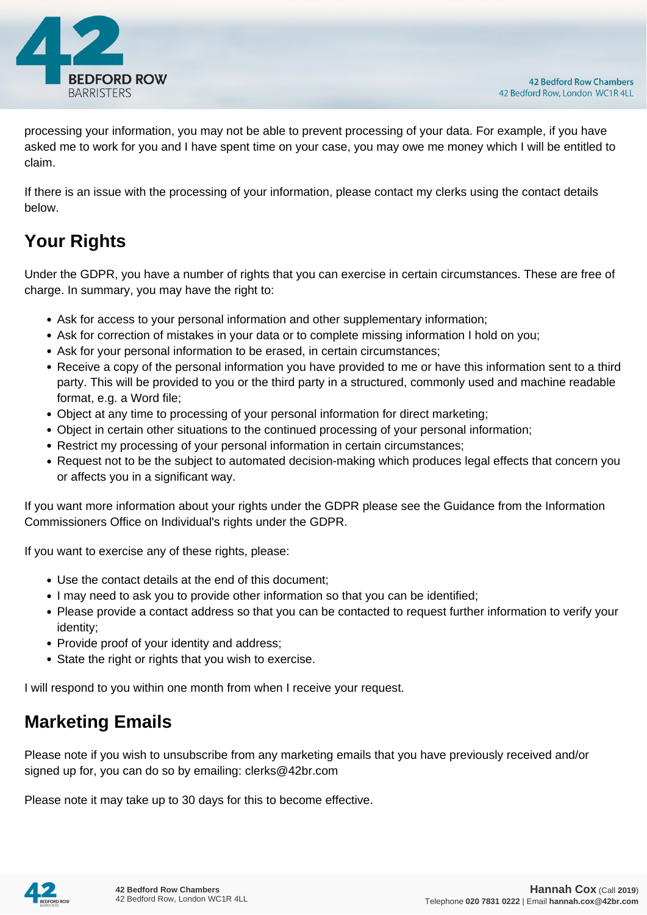processing your information, you may not be able to prevent processing of your data. For example, if you have asked me to work for you and I have spent time on your case, you may owe me money which I will be entitled to claim.

If there is an issue with the processing of your information, please contact my clerks using the contact details below.

## Your Rights

Under the GDPR, you have a number of rights that you can exercise in certain circumstances. These are free of charge. In summary, you may have the right to:

- Ask for access to your personal information and other supplementary information;
- Ask for correction of mistakes in your data or to complete missing information I hold on you;
- Ask for your personal information to be erased, in certain circumstances;
- Receive a copy of the personal information you have provided to me or have this information sent to a third party. This will be provided to you or the third party in a structured, commonly used and machine readable format, e.g. a Word file;
- Object at any time to processing of your personal information for direct marketing;
- Object in certain other situations to the continued processing of your personal information;
- Restrict my processing of your personal information in certain circumstances;
- Request not to be the subject to automated decision-making which produces legal effects that concern you or affects you in a significant way.

If you want more information about your rights under the GDPR please see the Guidance from the Information Commissioners Office on Individual's rights under the GDPR.

If you want to exercise any of these rights, please:

- Use the contact details at the end of this document;
- I may need to ask you to provide other information so that you can be identified;
- Please provide a contact address so that you can be contacted to request further information to verify your identity;
- Provide proof of your identity and address;
- State the right or rights that you wish to exercise.

I will respond to you within one month from when I receive your request.

## Marketing Emails

Please note if you wish to unsubscribe from any marketing emails that you have previously received and/or signed up for, you can do so by emailing: clerks@42br.com

Please note it may take up to 30 days for this to become effective.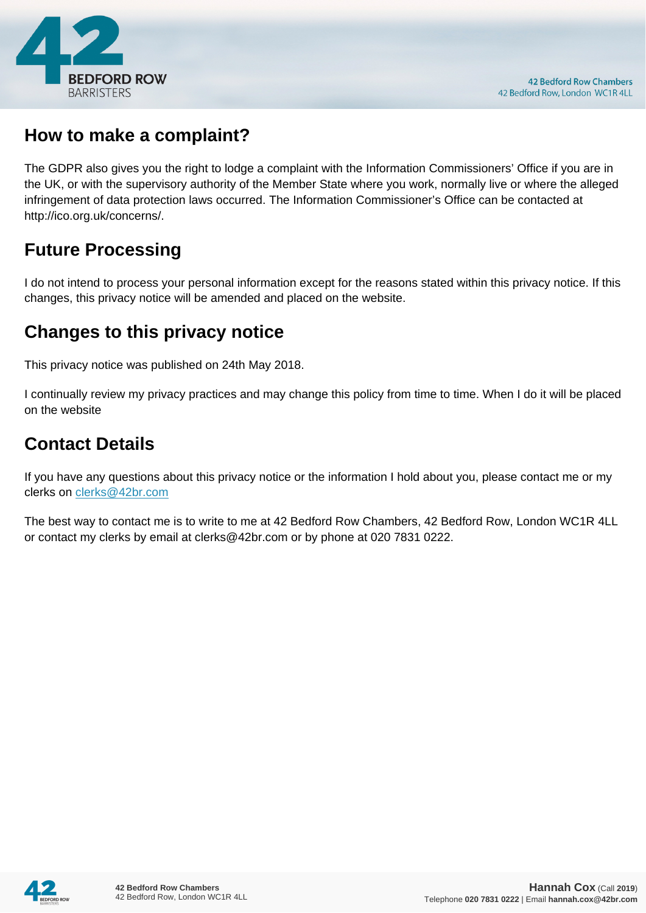## How to make a complaint?

The GDPR also gives you the right to lodge a complaint with the Information Commissioners' Office if you are in the UK, or with the supervisory authority of the Member State where you work, normally live or where the alleged infringement of data protection laws occurred. The Information Commissioner's Office can be contacted at http://ico.org.uk/concerns/.

## Future Processing

I do not intend to process your personal information except for the reasons stated within this privacy notice. If this changes, this privacy notice will be amended and placed on the website.

## Changes to this privacy notice

This privacy notice was published on 24th May 2018.

I continually review my privacy practices and may change this policy from time to time. When I do it will be placed on the website

## Contact Details

If you have any questions about this privacy notice or the information I hold about you, please contact me or my clerks on clerks@42br.com

The best way to contact me is to write to me at 42 Bedford Row Chambers, 42 Bedford Row, London WC1R 4LL or contact my clerks by email at clerks@42br.com or by phone at 020 7831 0222.